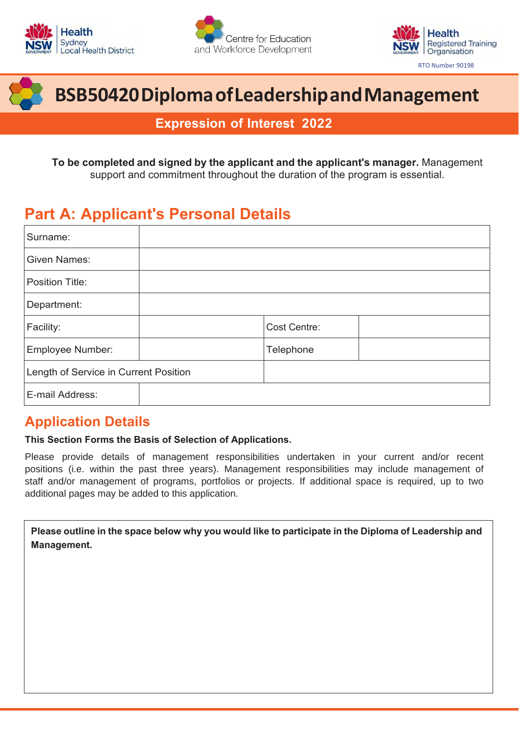Health
Sydney
Local Health District

Centre for Education and Workforce Development

Health
Registered Training Organisation

RTO Number 90198

# BSB50420 Diploma of Leadership and Management

## Expression of Interest 2022

**To be completed and signed by the applicant and the applicant's manager.** Management support and commitment throughout the duration of the program is essential.

## Part A: Applicant's Personal Details

| Surname: | | | |
|---|---|---|---|
| Given Names: | | | |
| Position Title: | | | |
| Department: | | | |
| Facility: | | Cost Centre: | |
| Employee Number: | | Telephone | |
| Length of Service in Current Position | | | |
| E-mail Address: | | | |

## Application Details

**This Section Forms the Basis of Selection of Applications.**

Please provide details of management responsibilities undertaken in your current and/or recent positions (i.e. within the past three years). Management responsibilities may include management of staff and/or management of programs, portfolios or projects. If additional space is required, up to two additional pages may be added to this application.

**Please outline in the space below why you would like to participate in the Diploma of Leadership and Management.**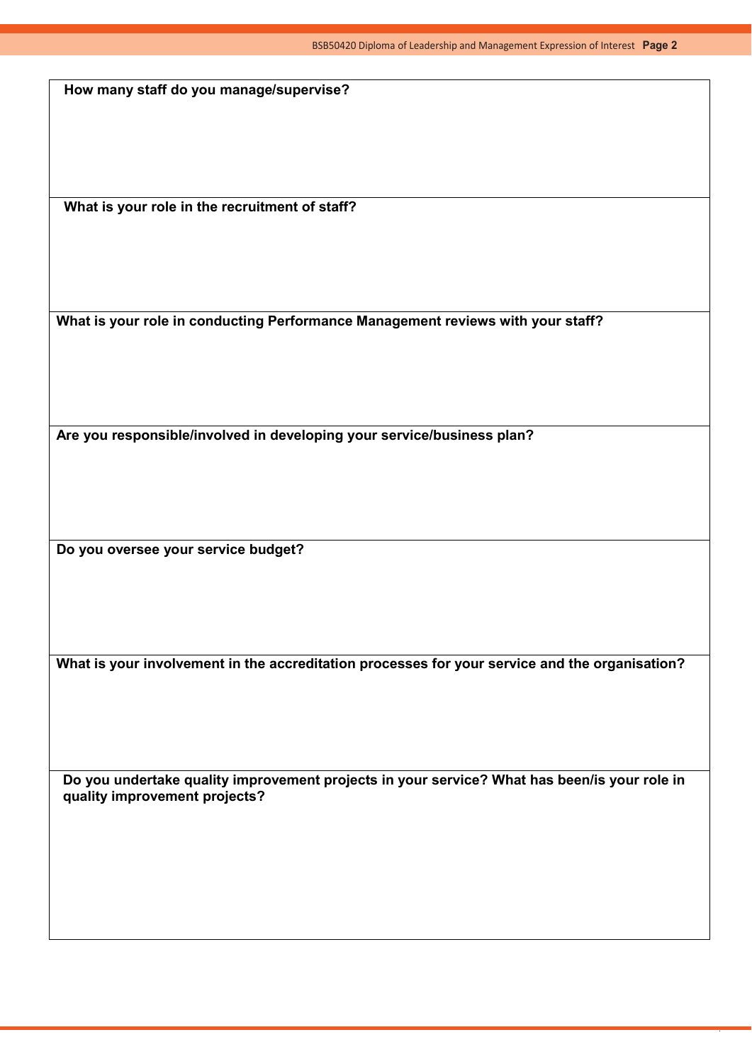**How many staff do you manage/supervise?**

**What is your role in the recruitment of staff?**

**What is your role in conducting Performance Management reviews with your staff?**

**Are you responsible/involved in developing your service/business plan?**

**Do you oversee your service budget?**

**What is your involvement in the accreditation processes for your service and the organisation?**

**Do you undertake quality improvement projects in your service? What has been/is your role in quality improvement projects?**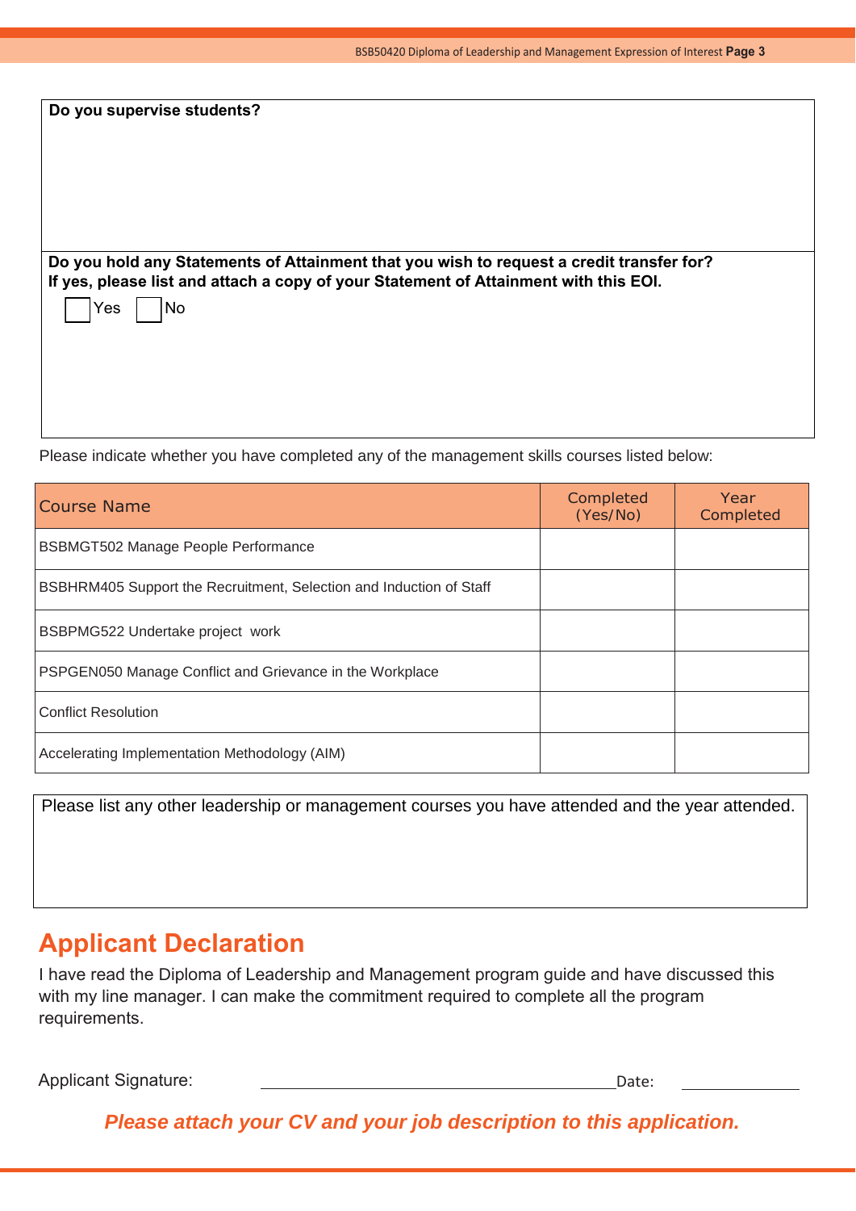**Do you supervise students?**

**Do you hold any Statements of Attainment that you wish to request a credit transfer for?**
**If yes, please list and attach a copy of your Statement of Attainment with this EOI.**

☐ Yes ☐ No

Please indicate whether you have completed any of the management skills courses listed below:

| Course Name | Completed (Yes/No) | Year Completed |
| --- | --- | --- |
| BSBMGT502 Manage People Performance | | |
| BSBHRM405 Support the Recruitment, Selection and Induction of Staff | | |
| BSBPMG522 Undertake project work | | |
| PSPGEN050 Manage Conflict and Grievance in the Workplace | | |
| Conflict Resolution | | |
| Accelerating Implementation Methodology (AIM) | | |

Please list any other leadership or management courses you have attended and the year attended.

## Applicant Declaration

I have read the Diploma of Leadership and Management program guide and have discussed this with my line manager. I can make the commitment required to complete all the program requirements.

Applicant Signature: ______________________________ Date: ____________

***Please attach your CV and your job description to this application.***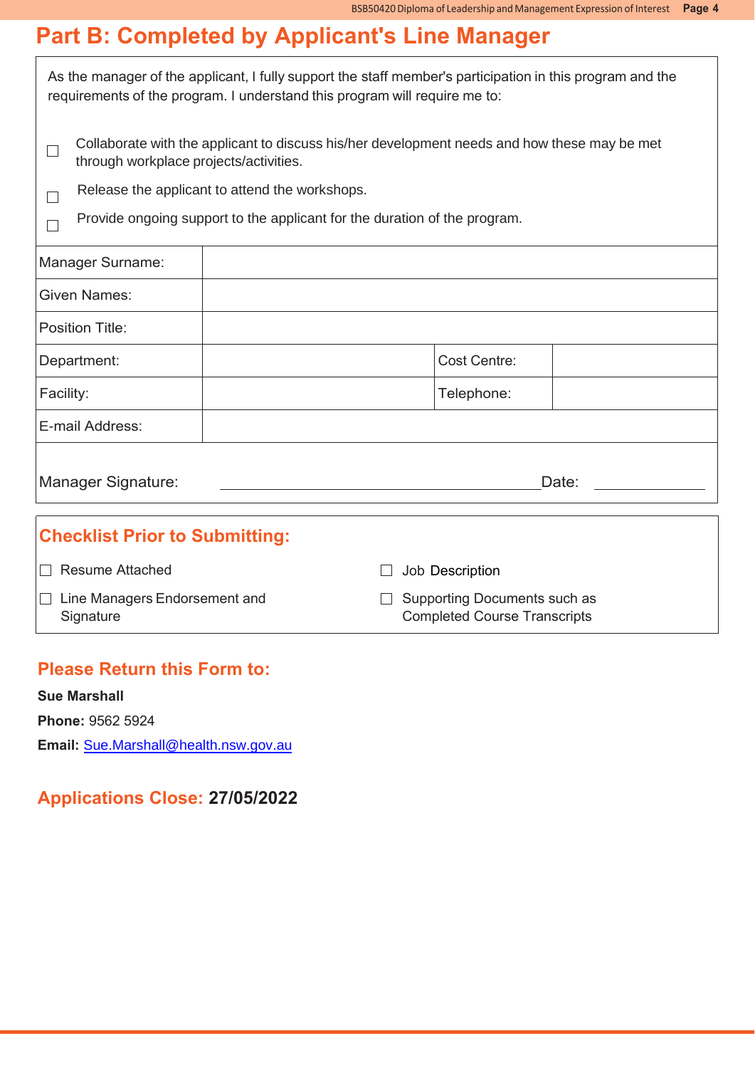# Part B: Completed by Applicant's Line Manager

As the manager of the applicant, I fully support the staff member's participation in this program and the requirements of the program. I understand this program will require me to:

- ☐ Collaborate with the applicant to discuss his/her development needs and how these may be met through workplace projects/activities.
- ☐ Release the applicant to attend the workshops.
- ☐ Provide ongoing support to the applicant for the duration of the program.

| | | | |
|---|---|---|---|
| Manager Surname: | | | |
| Given Names: | | | |
| Position Title: | | | |
| Department: | | Cost Centre: | |
| Facility: | | Telephone: | |
| E-mail Address: | | | |

Manager Signature: ______________________________ Date: ____________

## Checklist Prior to Submitting:

- ☐ Resume Attached
- ☐ Line Managers Endorsement and Signature
- ☐ Job Description
- ☐ Supporting Documents such as Completed Course Transcripts

## Please Return this Form to:

**Sue Marshall**

**Phone:** 9562 5924

**Email:** Sue.Marshall@health.nsw.gov.au

## Applications Close: **27/05/2022**